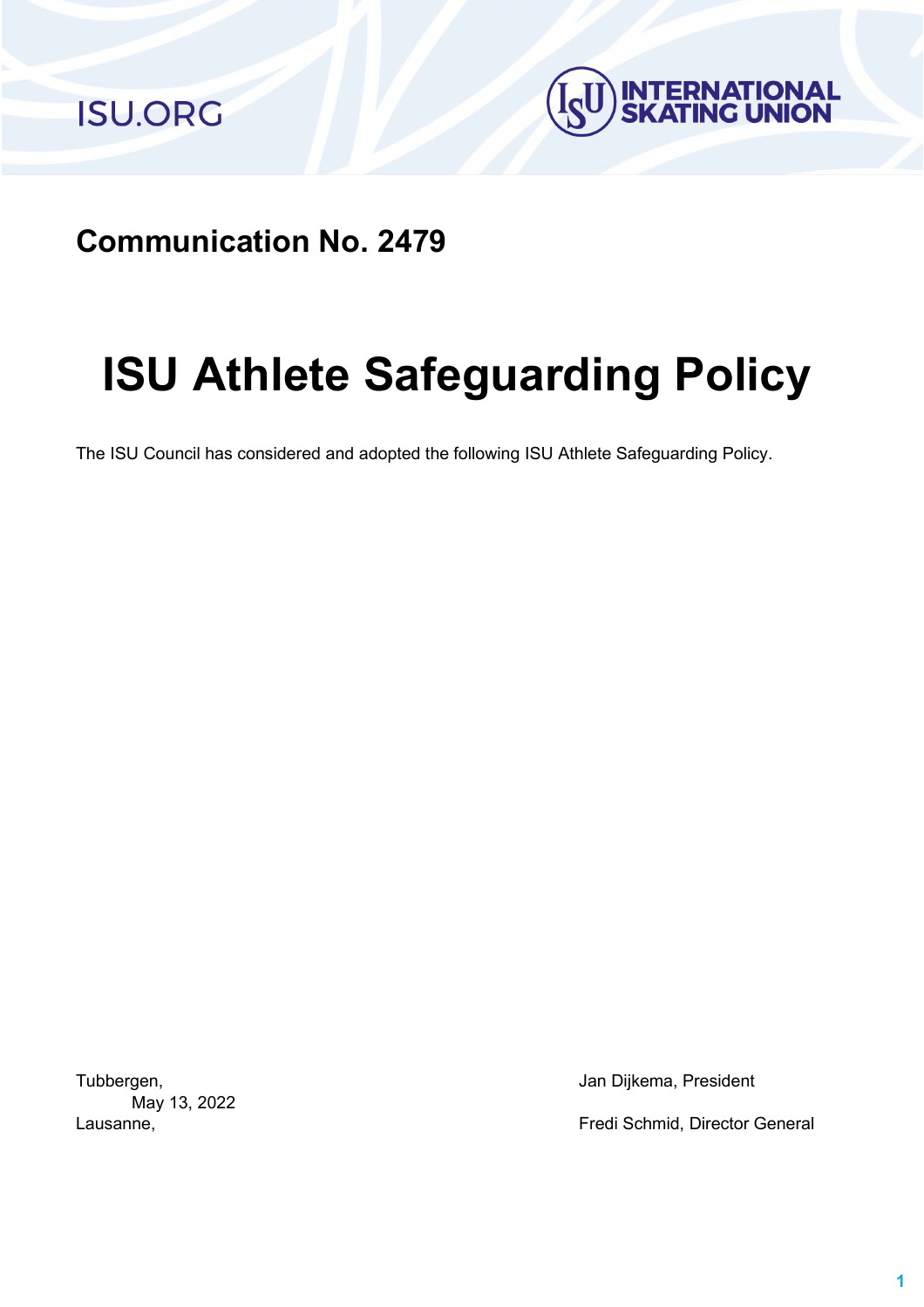ISU.ORG

INTERNATIONAL SKATING UNION

## Communication No. 2479

# ISU Athlete Safeguarding Policy

The ISU Council has considered and adopted the following ISU Athlete Safeguarding Policy.

Tubbergen,
May 13, 2022
Lausanne,

Jan Dijkema, President

Fredi Schmid, Director General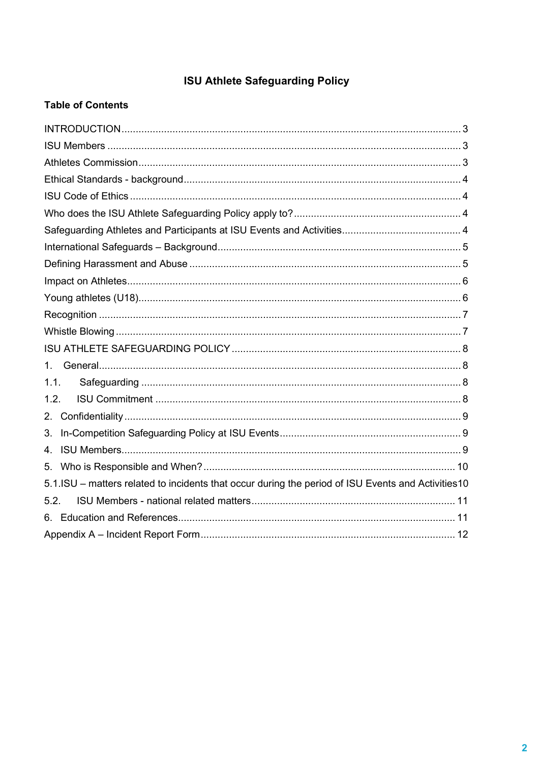# ISU Athlete Safeguarding Policy

**Table of Contents**

INTRODUCTION ........ 3
ISU Members ........ 3
Athletes Commission ........ 3
Ethical Standards - background ........ 4
ISU Code of Ethics ........ 4
Who does the ISU Athlete Safeguarding Policy apply to? ........ 4
Safeguarding Athletes and Participants at ISU Events and Activities ........ 4
International Safeguards – Background ........ 5
Defining Harassment and Abuse ........ 5
Impact on Athletes ........ 6
Young athletes (U18) ........ 6
Recognition ........ 7
Whistle Blowing ........ 7
ISU ATHLETE SAFEGUARDING POLICY ........ 8
1. General ........ 8
1.1. Safeguarding ........ 8
1.2. ISU Commitment ........ 8
2. Confidentiality ........ 9
3. In-Competition Safeguarding Policy at ISU Events ........ 9
4. ISU Members ........ 9
5. Who is Responsible and When? ........ 10
5.1. ISU – matters related to incidents that occur during the period of ISU Events and Activities ........ 10
5.2. ISU Members - national related matters ........ 11
6. Education and References ........ 11
Appendix A – Incident Report Form ........ 12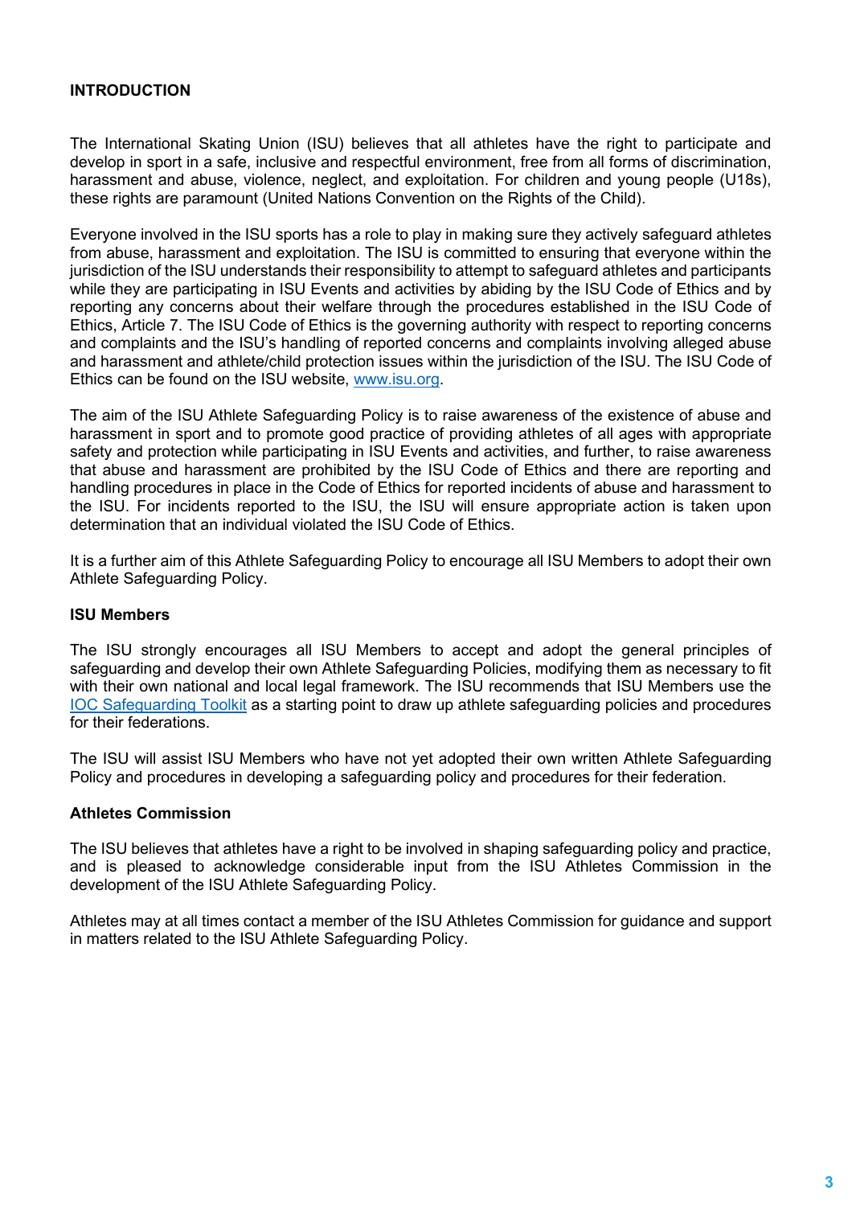## INTRODUCTION

The International Skating Union (ISU) believes that all athletes have the right to participate and develop in sport in a safe, inclusive and respectful environment, free from all forms of discrimination, harassment and abuse, violence, neglect, and exploitation. For children and young people (U18s), these rights are paramount (United Nations Convention on the Rights of the Child).

Everyone involved in the ISU sports has a role to play in making sure they actively safeguard athletes from abuse, harassment and exploitation. The ISU is committed to ensuring that everyone within the jurisdiction of the ISU understands their responsibility to attempt to safeguard athletes and participants while they are participating in ISU Events and activities by abiding by the ISU Code of Ethics and by reporting any concerns about their welfare through the procedures established in the ISU Code of Ethics, Article 7. The ISU Code of Ethics is the governing authority with respect to reporting concerns and complaints and the ISU's handling of reported concerns and complaints involving alleged abuse and harassment and athlete/child protection issues within the jurisdiction of the ISU. The ISU Code of Ethics can be found on the ISU website, [www.isu.org](www.isu.org).

The aim of the ISU Athlete Safeguarding Policy is to raise awareness of the existence of abuse and harassment in sport and to promote good practice of providing athletes of all ages with appropriate safety and protection while participating in ISU Events and activities, and further, to raise awareness that abuse and harassment are prohibited by the ISU Code of Ethics and there are reporting and handling procedures in place in the Code of Ethics for reported incidents of abuse and harassment to the ISU. For incidents reported to the ISU, the ISU will ensure appropriate action is taken upon determination that an individual violated the ISU Code of Ethics.

It is a further aim of this Athlete Safeguarding Policy to encourage all ISU Members to adopt their own Athlete Safeguarding Policy.

### ISU Members

The ISU strongly encourages all ISU Members to accept and adopt the general principles of safeguarding and develop their own Athlete Safeguarding Policies, modifying them as necessary to fit with their own national and local legal framework. The ISU recommends that ISU Members use the IOC Safeguarding Toolkit as a starting point to draw up athlete safeguarding policies and procedures for their federations.

The ISU will assist ISU Members who have not yet adopted their own written Athlete Safeguarding Policy and procedures in developing a safeguarding policy and procedures for their federation.

### Athletes Commission

The ISU believes that athletes have a right to be involved in shaping safeguarding policy and practice, and is pleased to acknowledge considerable input from the ISU Athletes Commission in the development of the ISU Athlete Safeguarding Policy.

Athletes may at all times contact a member of the ISU Athletes Commission for guidance and support in matters related to the ISU Athlete Safeguarding Policy.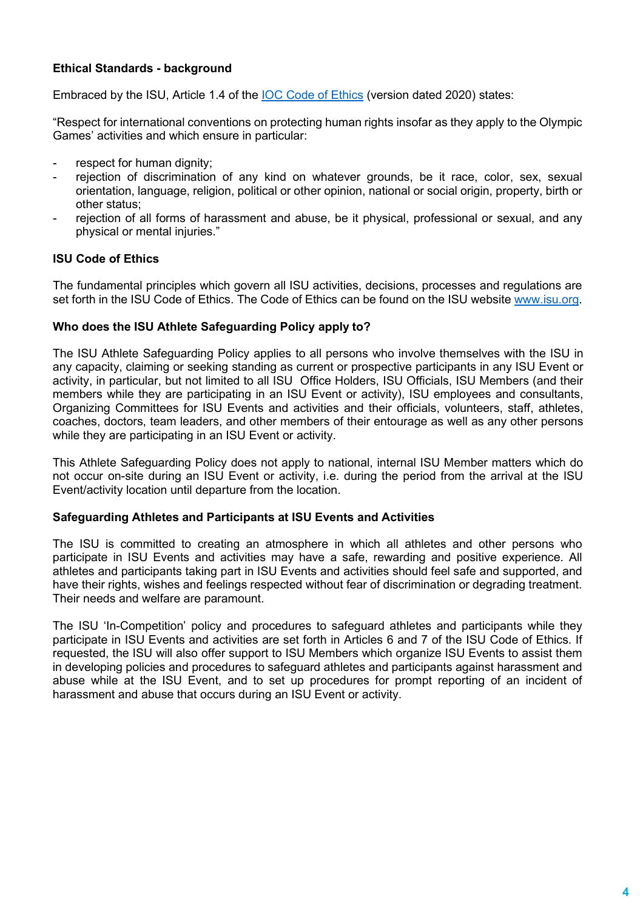**Ethical Standards - background**

Embraced by the ISU, Article 1.4 of the [IOC Code of Ethics](#) (version dated 2020) states:

"Respect for international conventions on protecting human rights insofar as they apply to the Olympic Games' activities and which ensure in particular:

- respect for human dignity;
- rejection of discrimination of any kind on whatever grounds, be it race, color, sex, sexual orientation, language, religion, political or other opinion, national or social origin, property, birth or other status;
- rejection of all forms of harassment and abuse, be it physical, professional or sexual, and any physical or mental injuries."

**ISU Code of Ethics**

The fundamental principles which govern all ISU activities, decisions, processes and regulations are set forth in the ISU Code of Ethics. The Code of Ethics can be found on the ISU website [www.isu.org](http://www.isu.org).

**Who does the ISU Athlete Safeguarding Policy apply to?**

The ISU Athlete Safeguarding Policy applies to all persons who involve themselves with the ISU in any capacity, claiming or seeking standing as current or prospective participants in any ISU Event or activity, in particular, but not limited to all ISU Office Holders, ISU Officials, ISU Members (and their members while they are participating in an ISU Event or activity), ISU employees and consultants, Organizing Committees for ISU Events and activities and their officials, volunteers, staff, athletes, coaches, doctors, team leaders, and other members of their entourage as well as any other persons while they are participating in an ISU Event or activity.

This Athlete Safeguarding Policy does not apply to national, internal ISU Member matters which do not occur on-site during an ISU Event or activity, i.e. during the period from the arrival at the ISU Event/activity location until departure from the location.

**Safeguarding Athletes and Participants at ISU Events and Activities**

The ISU is committed to creating an atmosphere in which all athletes and other persons who participate in ISU Events and activities may have a safe, rewarding and positive experience. All athletes and participants taking part in ISU Events and activities should feel safe and supported, and have their rights, wishes and feelings respected without fear of discrimination or degrading treatment. Their needs and welfare are paramount.

The ISU 'In-Competition' policy and procedures to safeguard athletes and participants while they participate in ISU Events and activities are set forth in Articles 6 and 7 of the ISU Code of Ethics. If requested, the ISU will also offer support to ISU Members which organize ISU Events to assist them in developing policies and procedures to safeguard athletes and participants against harassment and abuse while at the ISU Event, and to set up procedures for prompt reporting of an incident of harassment and abuse that occurs during an ISU Event or activity.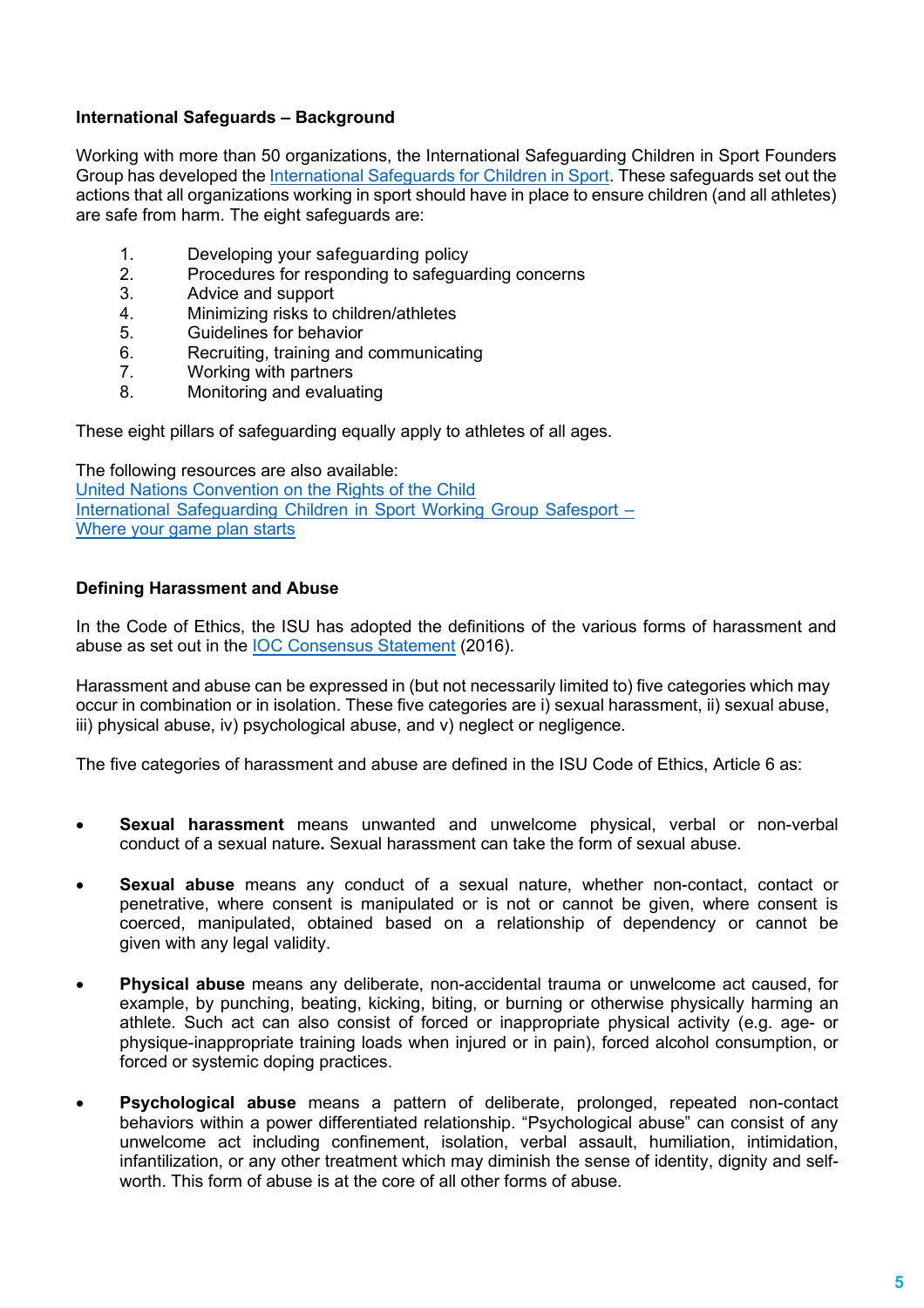**International Safeguards – Background**

Working with more than 50 organizations, the International Safeguarding Children in Sport Founders Group has developed the International Safeguards for Children in Sport. These safeguards set out the actions that all organizations working in sport should have in place to ensure children (and all athletes) are safe from harm. The eight safeguards are:

1. Developing your safeguarding policy
2. Procedures for responding to safeguarding concerns
3. Advice and support
4. Minimizing risks to children/athletes
5. Guidelines for behavior
6. Recruiting, training and communicating
7. Working with partners
8. Monitoring and evaluating

These eight pillars of safeguarding equally apply to athletes of all ages.

The following resources are also available:
United Nations Convention on the Rights of the Child
International Safeguarding Children in Sport Working Group Safesport – Where your game plan starts

**Defining Harassment and Abuse**

In the Code of Ethics, the ISU has adopted the definitions of the various forms of harassment and abuse as set out in the IOC Consensus Statement (2016).

Harassment and abuse can be expressed in (but not necessarily limited to) five categories which may occur in combination or in isolation. These five categories are i) sexual harassment, ii) sexual abuse, iii) physical abuse, iv) psychological abuse, and v) neglect or negligence.

The five categories of harassment and abuse are defined in the ISU Code of Ethics, Article 6 as:

- **Sexual harassment** means unwanted and unwelcome physical, verbal or non-verbal conduct of a sexual nature**.** Sexual harassment can take the form of sexual abuse.

- **Sexual abuse** means any conduct of a sexual nature, whether non-contact, contact or penetrative, where consent is manipulated or is not or cannot be given, where consent is coerced, manipulated, obtained based on a relationship of dependency or cannot be given with any legal validity.

- **Physical abuse** means any deliberate, non-accidental trauma or unwelcome act caused, for example, by punching, beating, kicking, biting, or burning or otherwise physically harming an athlete. Such act can also consist of forced or inappropriate physical activity (e.g. age- or physique-inappropriate training loads when injured or in pain), forced alcohol consumption, or forced or systemic doping practices.

- **Psychological abuse** means a pattern of deliberate, prolonged, repeated non-contact behaviors within a power differentiated relationship. "Psychological abuse" can consist of any unwelcome act including confinement, isolation, verbal assault, humiliation, intimidation, infantilization, or any other treatment which may diminish the sense of identity, dignity and self-worth. This form of abuse is at the core of all other forms of abuse.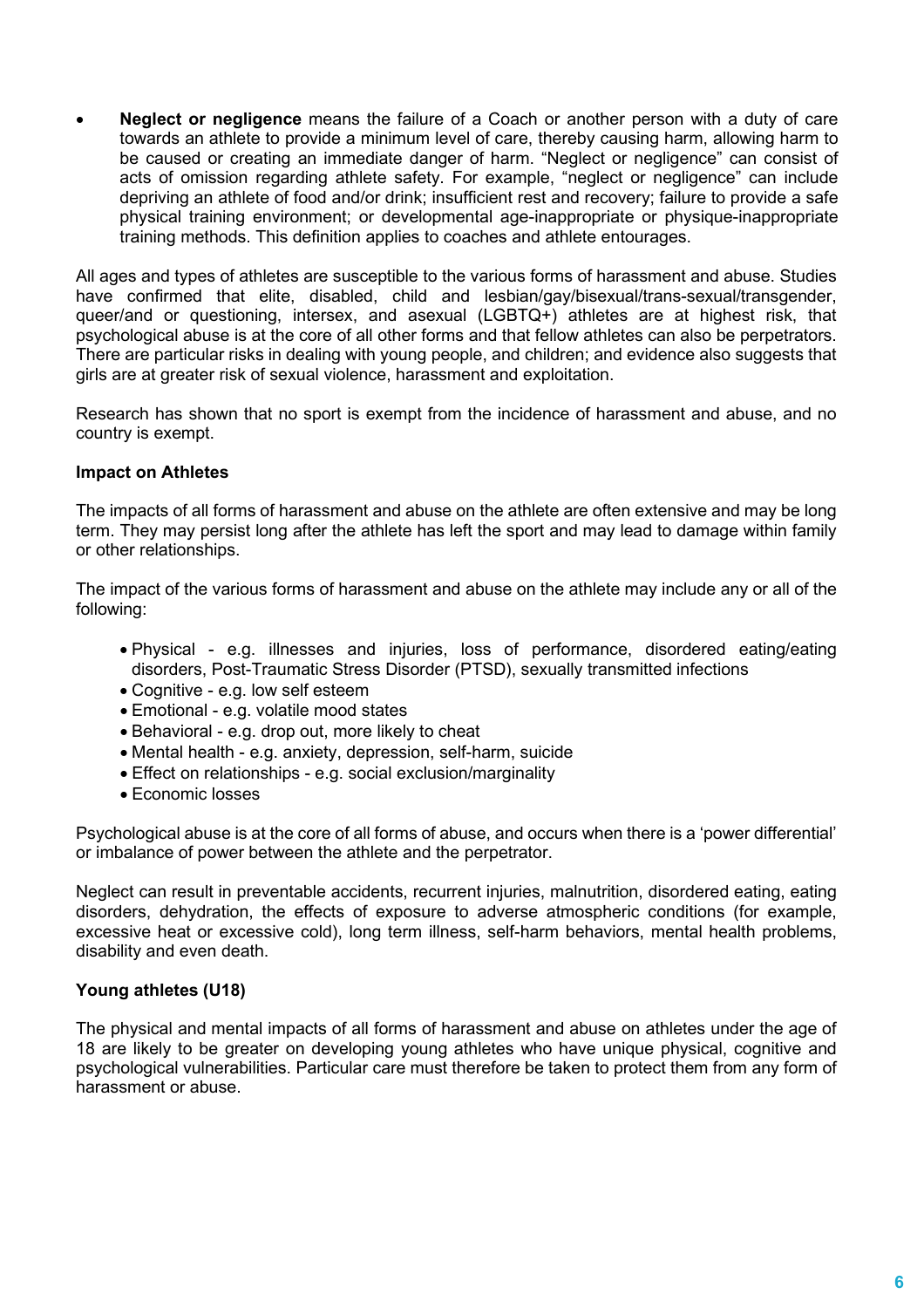- **Neglect or negligence** means the failure of a Coach or another person with a duty of care towards an athlete to provide a minimum level of care, thereby causing harm, allowing harm to be caused or creating an immediate danger of harm. "Neglect or negligence" can consist of acts of omission regarding athlete safety. For example, "neglect or negligence" can include depriving an athlete of food and/or drink; insufficient rest and recovery; failure to provide a safe physical training environment; or developmental age-inappropriate or physique-inappropriate training methods. This definition applies to coaches and athlete entourages.

All ages and types of athletes are susceptible to the various forms of harassment and abuse. Studies have confirmed that elite, disabled, child and lesbian/gay/bisexual/trans-sexual/transgender, queer/and or questioning, intersex, and asexual (LGBTQ+) athletes are at highest risk, that psychological abuse is at the core of all other forms and that fellow athletes can also be perpetrators. There are particular risks in dealing with young people, and children; and evidence also suggests that girls are at greater risk of sexual violence, harassment and exploitation.

Research has shown that no sport is exempt from the incidence of harassment and abuse, and no country is exempt.

**Impact on Athletes**

The impacts of all forms of harassment and abuse on the athlete are often extensive and may be long term. They may persist long after the athlete has left the sport and may lead to damage within family or other relationships.

The impact of the various forms of harassment and abuse on the athlete may include any or all of the following:

- Physical - e.g. illnesses and injuries, loss of performance, disordered eating/eating disorders, Post-Traumatic Stress Disorder (PTSD), sexually transmitted infections
- Cognitive - e.g. low self esteem
- Emotional - e.g. volatile mood states
- Behavioral - e.g. drop out, more likely to cheat
- Mental health - e.g. anxiety, depression, self-harm, suicide
- Effect on relationships - e.g. social exclusion/marginality
- Economic losses

Psychological abuse is at the core of all forms of abuse, and occurs when there is a 'power differential' or imbalance of power between the athlete and the perpetrator.

Neglect can result in preventable accidents, recurrent injuries, malnutrition, disordered eating, eating disorders, dehydration, the effects of exposure to adverse atmospheric conditions (for example, excessive heat or excessive cold), long term illness, self-harm behaviors, mental health problems, disability and even death.

**Young athletes (U18)**

The physical and mental impacts of all forms of harassment and abuse on athletes under the age of 18 are likely to be greater on developing young athletes who have unique physical, cognitive and psychological vulnerabilities. Particular care must therefore be taken to protect them from any form of harassment or abuse.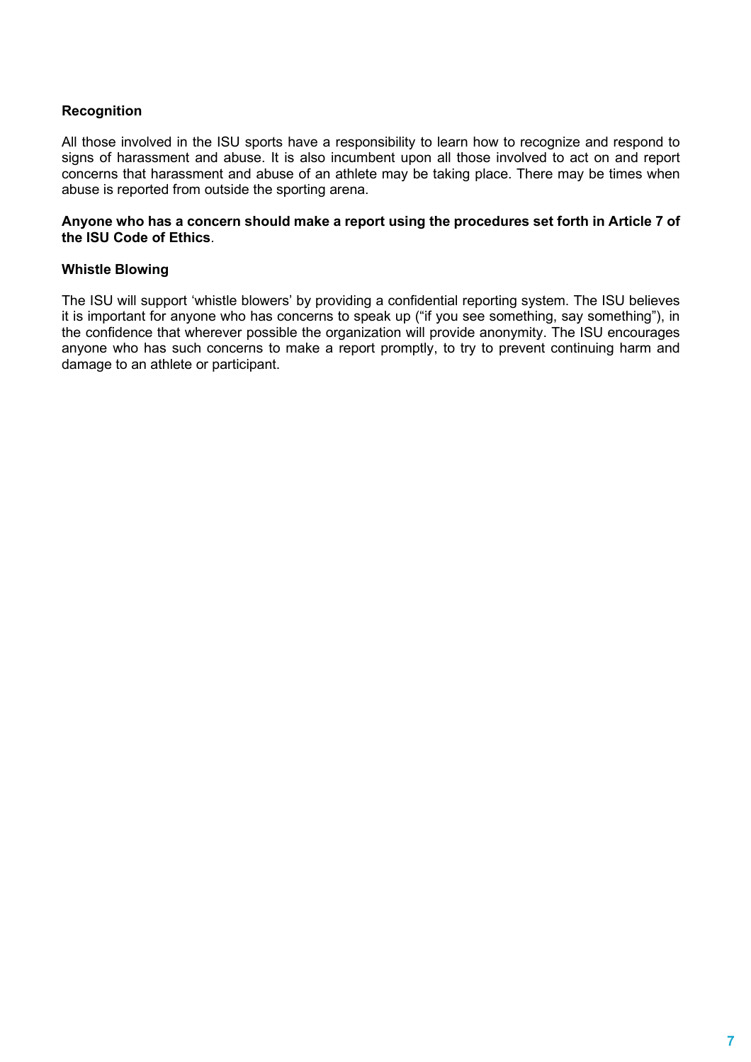**Recognition**

All those involved in the ISU sports have a responsibility to learn how to recognize and respond to signs of harassment and abuse. It is also incumbent upon all those involved to act on and report concerns that harassment and abuse of an athlete may be taking place. There may be times when abuse is reported from outside the sporting arena.

**Anyone who has a concern should make a report using the procedures set forth in Article 7 of the ISU Code of Ethics**.

**Whistle Blowing**

The ISU will support 'whistle blowers' by providing a confidential reporting system. The ISU believes it is important for anyone who has concerns to speak up ("if you see something, say something"), in the confidence that wherever possible the organization will provide anonymity. The ISU encourages anyone who has such concerns to make a report promptly, to try to prevent continuing harm and damage to an athlete or participant.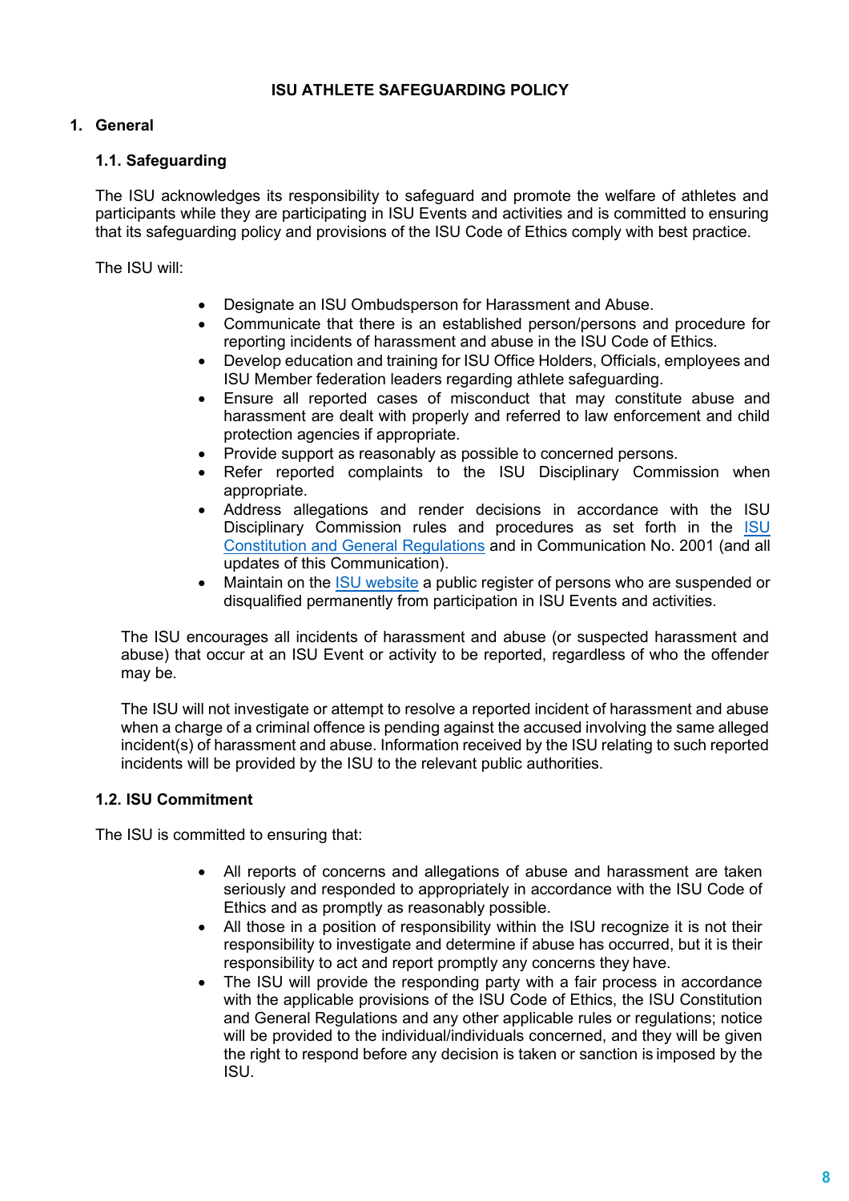# ISU ATHLETE SAFEGUARDING POLICY

## 1. General

### 1.1. Safeguarding

The ISU acknowledges its responsibility to safeguard and promote the welfare of athletes and participants while they are participating in ISU Events and activities and is committed to ensuring that its safeguarding policy and provisions of the ISU Code of Ethics comply with best practice.

The ISU will:

- Designate an ISU Ombudsperson for Harassment and Abuse.
- Communicate that there is an established person/persons and procedure for reporting incidents of harassment and abuse in the ISU Code of Ethics.
- Develop education and training for ISU Office Holders, Officials, employees and ISU Member federation leaders regarding athlete safeguarding.
- Ensure all reported cases of misconduct that may constitute abuse and harassment are dealt with properly and referred to law enforcement and child protection agencies if appropriate.
- Provide support as reasonably as possible to concerned persons.
- Refer reported complaints to the ISU Disciplinary Commission when appropriate.
- Address allegations and render decisions in accordance with the ISU Disciplinary Commission rules and procedures as set forth in the ISU Constitution and General Regulations and in Communication No. 2001 (and all updates of this Communication).
- Maintain on the ISU website a public register of persons who are suspended or disqualified permanently from participation in ISU Events and activities.

The ISU encourages all incidents of harassment and abuse (or suspected harassment and abuse) that occur at an ISU Event or activity to be reported, regardless of who the offender may be.

The ISU will not investigate or attempt to resolve a reported incident of harassment and abuse when a charge of a criminal offence is pending against the accused involving the same alleged incident(s) of harassment and abuse. Information received by the ISU relating to such reported incidents will be provided by the ISU to the relevant public authorities.

### 1.2. ISU Commitment

The ISU is committed to ensuring that:

- All reports of concerns and allegations of abuse and harassment are taken seriously and responded to appropriately in accordance with the ISU Code of Ethics and as promptly as reasonably possible.
- All those in a position of responsibility within the ISU recognize it is not their responsibility to investigate and determine if abuse has occurred, but it is their responsibility to act and report promptly any concerns they have.
- The ISU will provide the responding party with a fair process in accordance with the applicable provisions of the ISU Code of Ethics, the ISU Constitution and General Regulations and any other applicable rules or regulations; notice will be provided to the individual/individuals concerned, and they will be given the right to respond before any decision is taken or sanction is imposed by the ISU.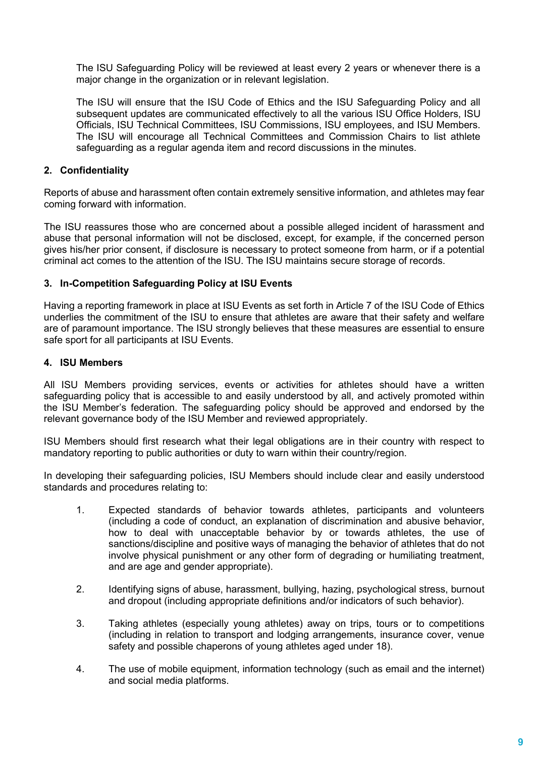The ISU Safeguarding Policy will be reviewed at least every 2 years or whenever there is a major change in the organization or in relevant legislation.

The ISU will ensure that the ISU Code of Ethics and the ISU Safeguarding Policy and all subsequent updates are communicated effectively to all the various ISU Office Holders, ISU Officials, ISU Technical Committees, ISU Commissions, ISU employees, and ISU Members. The ISU will encourage all Technical Committees and Commission Chairs to list athlete safeguarding as a regular agenda item and record discussions in the minutes.

## 2. Confidentiality

Reports of abuse and harassment often contain extremely sensitive information, and athletes may fear coming forward with information.

The ISU reassures those who are concerned about a possible alleged incident of harassment and abuse that personal information will not be disclosed, except, for example, if the concerned person gives his/her prior consent, if disclosure is necessary to protect someone from harm, or if a potential criminal act comes to the attention of the ISU. The ISU maintains secure storage of records.

## 3. In-Competition Safeguarding Policy at ISU Events

Having a reporting framework in place at ISU Events as set forth in Article 7 of the ISU Code of Ethics underlies the commitment of the ISU to ensure that athletes are aware that their safety and welfare are of paramount importance. The ISU strongly believes that these measures are essential to ensure safe sport for all participants at ISU Events.

## 4. ISU Members

All ISU Members providing services, events or activities for athletes should have a written safeguarding policy that is accessible to and easily understood by all, and actively promoted within the ISU Member's federation. The safeguarding policy should be approved and endorsed by the relevant governance body of the ISU Member and reviewed appropriately.

ISU Members should first research what their legal obligations are in their country with respect to mandatory reporting to public authorities or duty to warn within their country/region.

In developing their safeguarding policies, ISU Members should include clear and easily understood standards and procedures relating to:

1. Expected standards of behavior towards athletes, participants and volunteers (including a code of conduct, an explanation of discrimination and abusive behavior, how to deal with unacceptable behavior by or towards athletes, the use of sanctions/discipline and positive ways of managing the behavior of athletes that do not involve physical punishment or any other form of degrading or humiliating treatment, and are age and gender appropriate).

2. Identifying signs of abuse, harassment, bullying, hazing, psychological stress, burnout and dropout (including appropriate definitions and/or indicators of such behavior).

3. Taking athletes (especially young athletes) away on trips, tours or to competitions (including in relation to transport and lodging arrangements, insurance cover, venue safety and possible chaperons of young athletes aged under 18).

4. The use of mobile equipment, information technology (such as email and the internet) and social media platforms.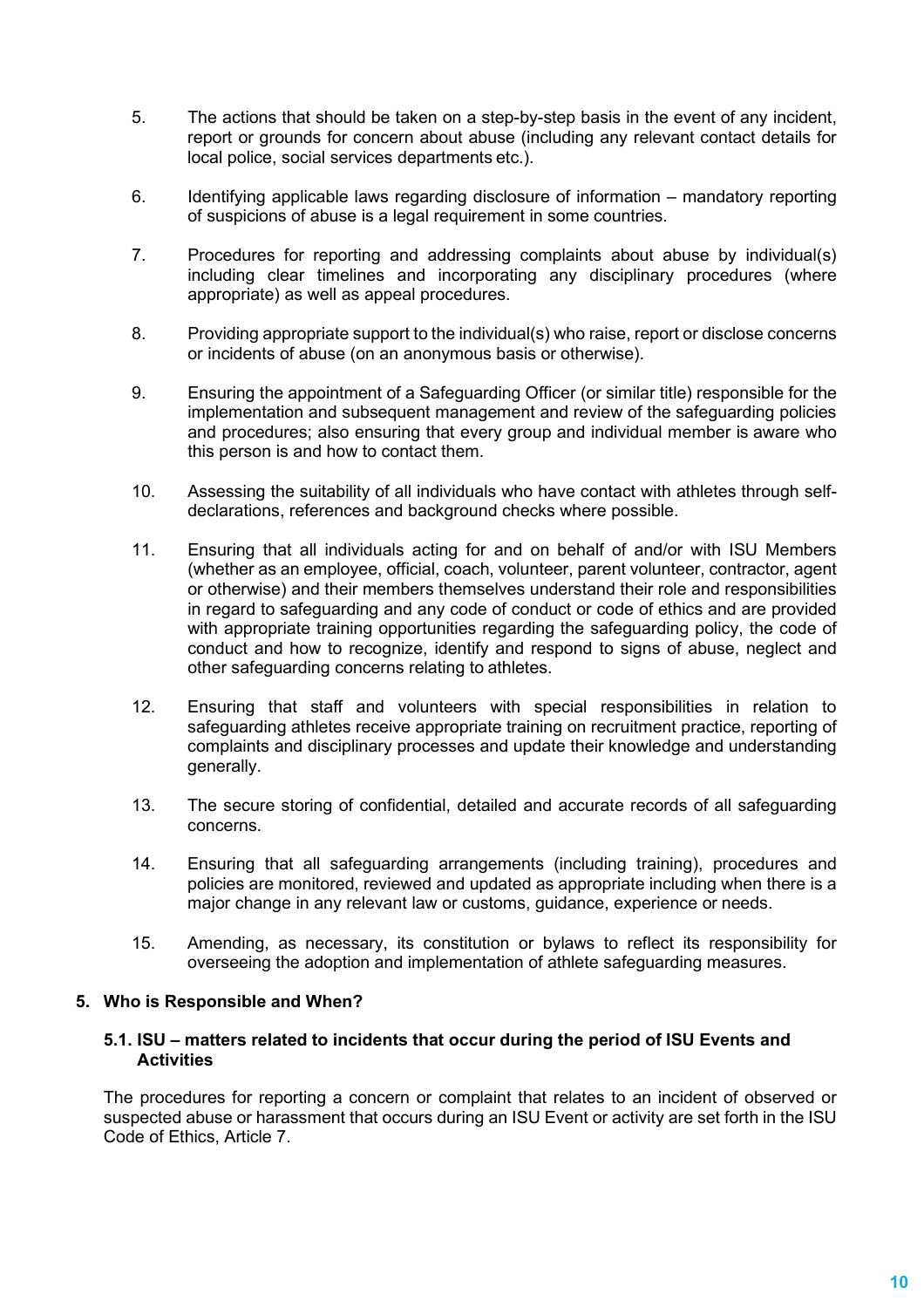5. The actions that should be taken on a step-by-step basis in the event of any incident, report or grounds for concern about abuse (including any relevant contact details for local police, social services departments etc.).

6. Identifying applicable laws regarding disclosure of information – mandatory reporting of suspicions of abuse is a legal requirement in some countries.

7. Procedures for reporting and addressing complaints about abuse by individual(s) including clear timelines and incorporating any disciplinary procedures (where appropriate) as well as appeal procedures.

8. Providing appropriate support to the individual(s) who raise, report or disclose concerns or incidents of abuse (on an anonymous basis or otherwise).

9. Ensuring the appointment of a Safeguarding Officer (or similar title) responsible for the implementation and subsequent management and review of the safeguarding policies and procedures; also ensuring that every group and individual member is aware who this person is and how to contact them.

10. Assessing the suitability of all individuals who have contact with athletes through self-declarations, references and background checks where possible.

11. Ensuring that all individuals acting for and on behalf of and/or with ISU Members (whether as an employee, official, coach, volunteer, parent volunteer, contractor, agent or otherwise) and their members themselves understand their role and responsibilities in regard to safeguarding and any code of conduct or code of ethics and are provided with appropriate training opportunities regarding the safeguarding policy, the code of conduct and how to recognize, identify and respond to signs of abuse, neglect and other safeguarding concerns relating to athletes.

12. Ensuring that staff and volunteers with special responsibilities in relation to safeguarding athletes receive appropriate training on recruitment practice, reporting of complaints and disciplinary processes and update their knowledge and understanding generally.

13. The secure storing of confidential, detailed and accurate records of all safeguarding concerns.

14. Ensuring that all safeguarding arrangements (including training), procedures and policies are monitored, reviewed and updated as appropriate including when there is a major change in any relevant law or customs, guidance, experience or needs.

15. Amending, as necessary, its constitution or bylaws to reflect its responsibility for overseeing the adoption and implementation of athlete safeguarding measures.

## 5. Who is Responsible and When?

### 5.1. ISU – matters related to incidents that occur during the period of ISU Events and Activities

The procedures for reporting a concern or complaint that relates to an incident of observed or suspected abuse or harassment that occurs during an ISU Event or activity are set forth in the ISU Code of Ethics, Article 7.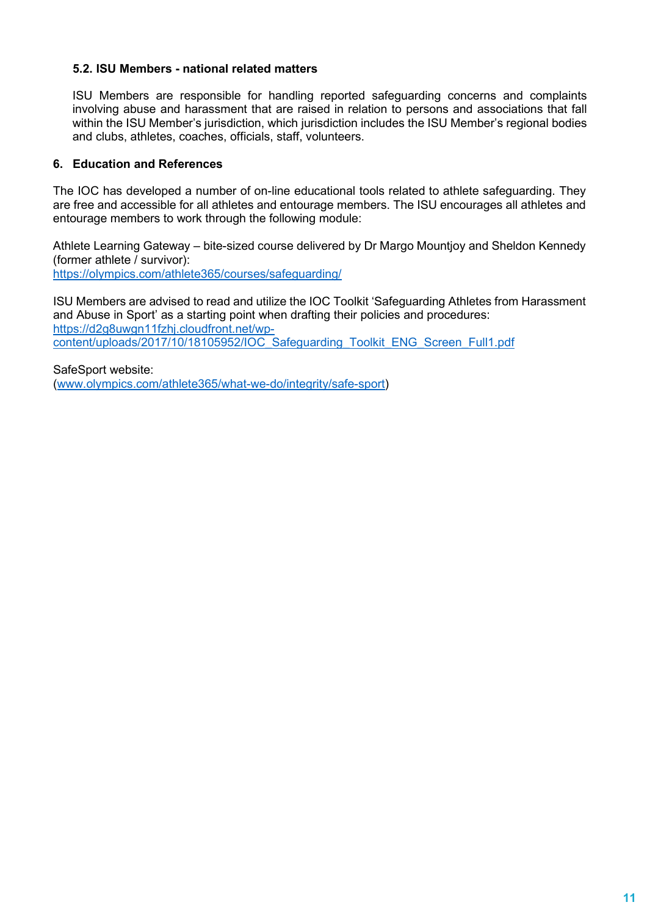### 5.2. ISU Members - national related matters

ISU Members are responsible for handling reported safeguarding concerns and complaints involving abuse and harassment that are raised in relation to persons and associations that fall within the ISU Member's jurisdiction, which jurisdiction includes the ISU Member's regional bodies and clubs, athletes, coaches, officials, staff, volunteers.

## 6. Education and References

The IOC has developed a number of on-line educational tools related to athlete safeguarding. They are free and accessible for all athletes and entourage members. The ISU encourages all athletes and entourage members to work through the following module:

Athlete Learning Gateway – bite-sized course delivered by Dr Margo Mountjoy and Sheldon Kennedy (former athlete / survivor):
https://olympics.com/athlete365/courses/safeguarding/

ISU Members are advised to read and utilize the IOC Toolkit 'Safeguarding Athletes from Harassment and Abuse in Sport' as a starting point when drafting their policies and procedures:
https://d2g8uwgn11fzhj.cloudfront.net/wp-content/uploads/2017/10/18105952/IOC_Safeguarding_Toolkit_ENG_Screen_Full1.pdf

SafeSport website:
(www.olympics.com/athlete365/what-we-do/integrity/safe-sport)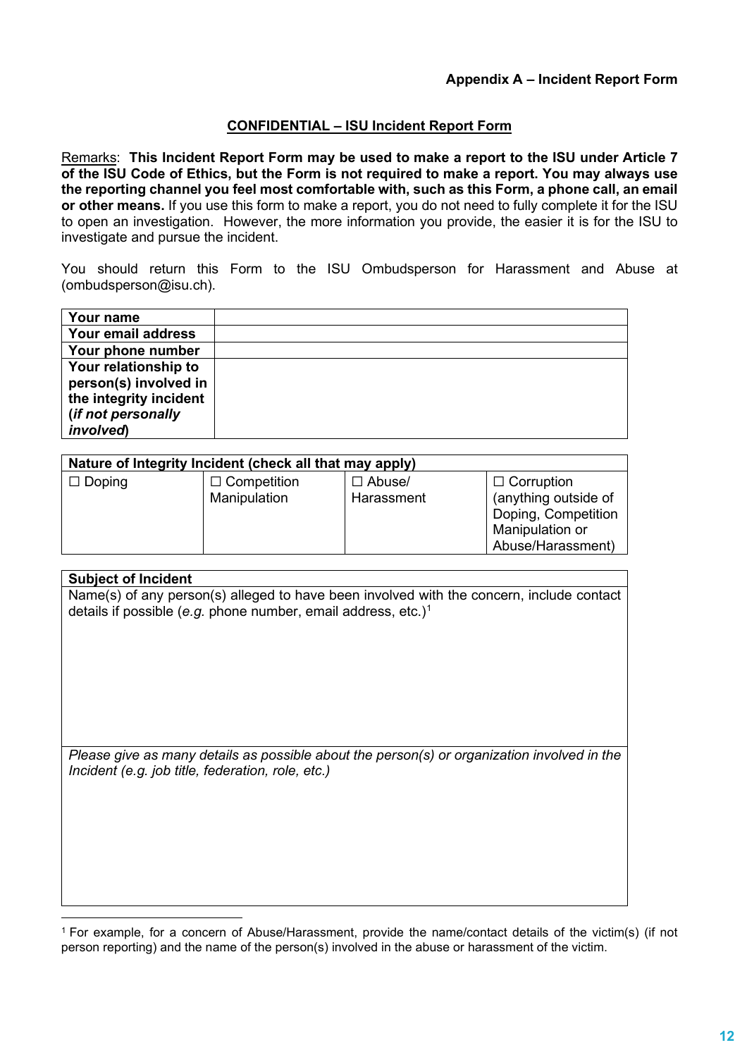**Appendix A – Incident Report Form**

## CONFIDENTIAL – ISU Incident Report Form

Remarks: **This Incident Report Form may be used to make a report to the ISU under Article 7 of the ISU Code of Ethics, but the Form is not required to make a report. You may always use the reporting channel you feel most comfortable with, such as this Form, a phone call, an email or other means.** If you use this form to make a report, you do not need to fully complete it for the ISU to open an investigation. However, the more information you provide, the easier it is for the ISU to investigate and pursue the incident.

You should return this Form to the ISU Ombudsperson for Harassment and Abuse at (ombudsperson@isu.ch).

| | |
|---|---|
| **Your name** | |
| **Your email address** | |
| **Your phone number** | |
| **Your relationship to person(s) involved in the integrity incident (*if not personally involved*)** | |

| **Nature of Integrity Incident (check all that may apply)** | | | |
|---|---|---|---|
| ☐ Doping | ☐ Competition Manipulation | ☐ Abuse/ Harassment | ☐ Corruption (anything outside of Doping, Competition Manipulation or Abuse/Harassment) |

| **Subject of Incident** |
|---|
| Name(s) of any person(s) alleged to have been involved with the concern, include contact details if possible (*e.g.* phone number, email address, etc.)[1] |
| *Please give as many details as possible about the person(s) or organization involved in the Incident (e.g. job title, federation, role, etc.)* |

[1] For example, for a concern of Abuse/Harassment, provide the name/contact details of the victim(s) (if not person reporting) and the name of the person(s) involved in the abuse or harassment of the victim.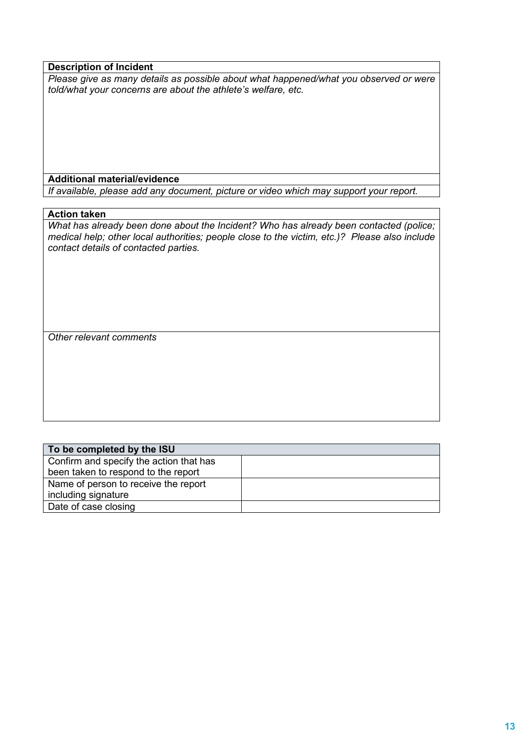| **Description of Incident** |
| --- |
| *Please give as many details as possible about what happened/what you observed or were told/what your concerns are about the athlete's welfare, etc.* |
| **Additional material/evidence** |
| *If available, please add any document, picture or video which may support your report.* |

| **Action taken** |
| --- |
| *What has already been done about the Incident? Who has already been contacted (police; medical help; other local authorities; people close to the victim, etc.)? Please also include contact details of contacted parties.* |
| *Other relevant comments* |

| **To be completed by the ISU** | |
| --- | --- |
| Confirm and specify the action that has been taken to respond to the report | |
| Name of person to receive the report including signature | |
| Date of case closing | |